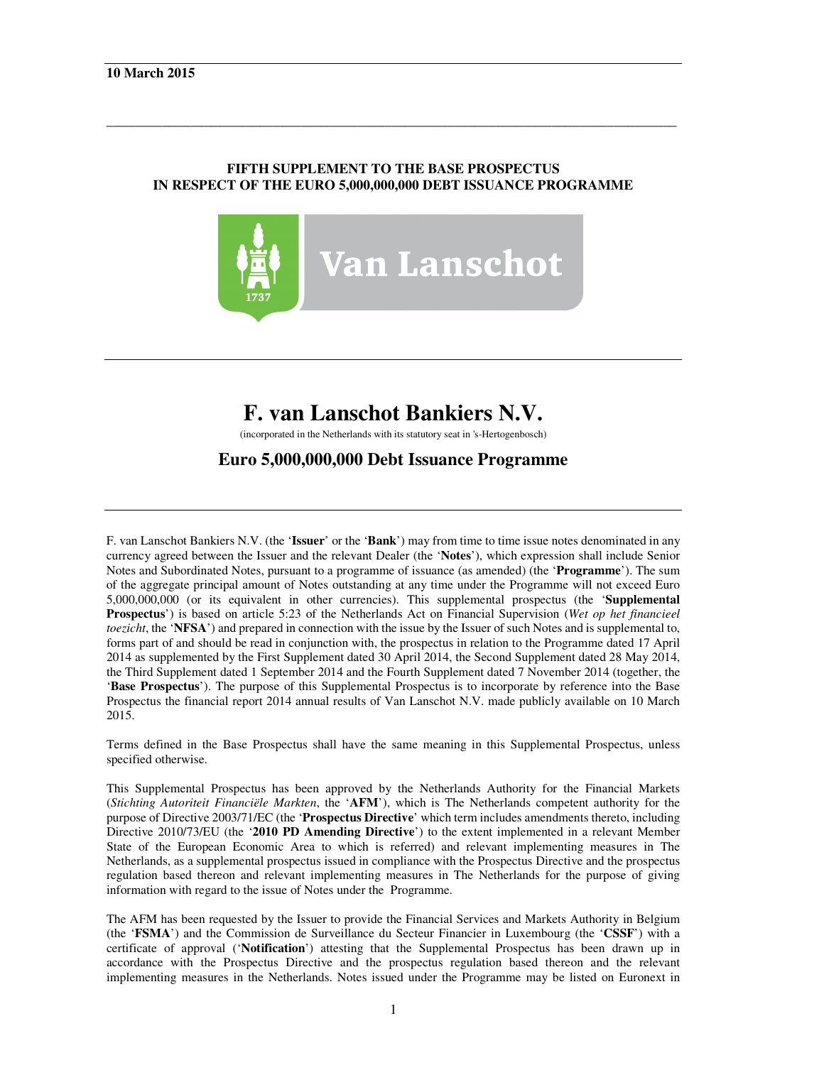**10 March 2015**

**FIFTH SUPPLEMENT TO THE BASE PROSPECTUS**
**IN RESPECT OF THE EURO 5,000,000,000 DEBT ISSUANCE PROGRAMME**

# F. van Lanschot Bankiers N.V.

(incorporated in the Netherlands with its statutory seat in 's-Hertogenbosch)

## Euro 5,000,000,000 Debt Issuance Programme

F. van Lanschot Bankiers N.V. (the '**Issuer**' or the '**Bank**') may from time to time issue notes denominated in any currency agreed between the Issuer and the relevant Dealer (the '**Notes**'), which expression shall include Senior Notes and Subordinated Notes, pursuant to a programme of issuance (as amended) (the '**Programme**'). The sum of the aggregate principal amount of Notes outstanding at any time under the Programme will not exceed Euro 5,000,000,000 (or its equivalent in other currencies). This supplemental prospectus (the '**Supplemental Prospectus**') is based on article 5:23 of the Netherlands Act on Financial Supervision (*Wet op het financieel toezicht*, the '**NFSA**') and prepared in connection with the issue by the Issuer of such Notes and is supplemental to, forms part of and should be read in conjunction with, the prospectus in relation to the Programme dated 17 April 2014 as supplemented by the First Supplement dated 30 April 2014, the Second Supplement dated 28 May 2014, the Third Supplement dated 1 September 2014 and the Fourth Supplement dated 7 November 2014 (together, the '**Base Prospectus**'). The purpose of this Supplemental Prospectus is to incorporate by reference into the Base Prospectus the financial report 2014 annual results of Van Lanschot N.V. made publicly available on 10 March 2015.

Terms defined in the Base Prospectus shall have the same meaning in this Supplemental Prospectus, unless specified otherwise.

This Supplemental Prospectus has been approved by the Netherlands Authority for the Financial Markets (*Stichting Autoriteit Financiële Markten*, the '**AFM**'), which is The Netherlands competent authority for the purpose of Directive 2003/71/EC (the '**Prospectus Directive**' which term includes amendments thereto, including Directive 2010/73/EU (the '**2010 PD Amending Directive**') to the extent implemented in a relevant Member State of the European Economic Area to which is referred) and relevant implementing measures in The Netherlands, as a supplemental prospectus issued in compliance with the Prospectus Directive and the prospectus regulation based thereon and relevant implementing measures in The Netherlands for the purpose of giving information with regard to the issue of Notes under the Programme.

The AFM has been requested by the Issuer to provide the Financial Services and Markets Authority in Belgium (the '**FSMA**') and the Commission de Surveillance du Secteur Financier in Luxembourg (the '**CSSF**') with a certificate of approval ('**Notification**') attesting that the Supplemental Prospectus has been drawn up in accordance with the Prospectus Directive and the prospectus regulation based thereon and the relevant implementing measures in the Netherlands. Notes issued under the Programme may be listed on Euronext in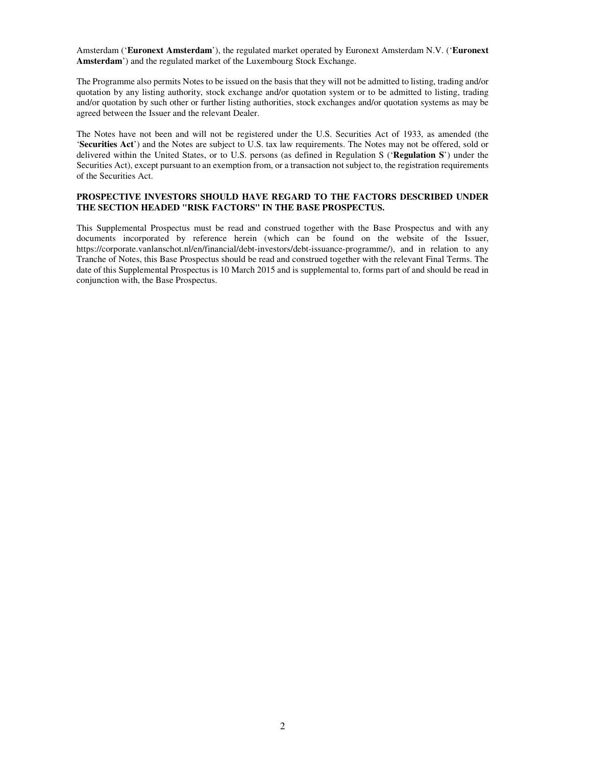Amsterdam ('**Euronext Amsterdam**'), the regulated market operated by Euronext Amsterdam N.V. ('**Euronext Amsterdam**') and the regulated market of the Luxembourg Stock Exchange.

The Programme also permits Notes to be issued on the basis that they will not be admitted to listing, trading and/or quotation by any listing authority, stock exchange and/or quotation system or to be admitted to listing, trading and/or quotation by such other or further listing authorities, stock exchanges and/or quotation systems as may be agreed between the Issuer and the relevant Dealer.

The Notes have not been and will not be registered under the U.S. Securities Act of 1933, as amended (the '**Securities Act**') and the Notes are subject to U.S. tax law requirements. The Notes may not be offered, sold or delivered within the United States, or to U.S. persons (as defined in Regulation S ('**Regulation S**') under the Securities Act), except pursuant to an exemption from, or a transaction not subject to, the registration requirements of the Securities Act.

**PROSPECTIVE INVESTORS SHOULD HAVE REGARD TO THE FACTORS DESCRIBED UNDER THE SECTION HEADED "RISK FACTORS" IN THE BASE PROSPECTUS.**

This Supplemental Prospectus must be read and construed together with the Base Prospectus and with any documents incorporated by reference herein (which can be found on the website of the Issuer, https://corporate.vanlanschot.nl/en/financial/debt-investors/debt-issuance-programme/), and in relation to any Tranche of Notes, this Base Prospectus should be read and construed together with the relevant Final Terms. The date of this Supplemental Prospectus is 10 March 2015 and is supplemental to, forms part of and should be read in conjunction with, the Base Prospectus.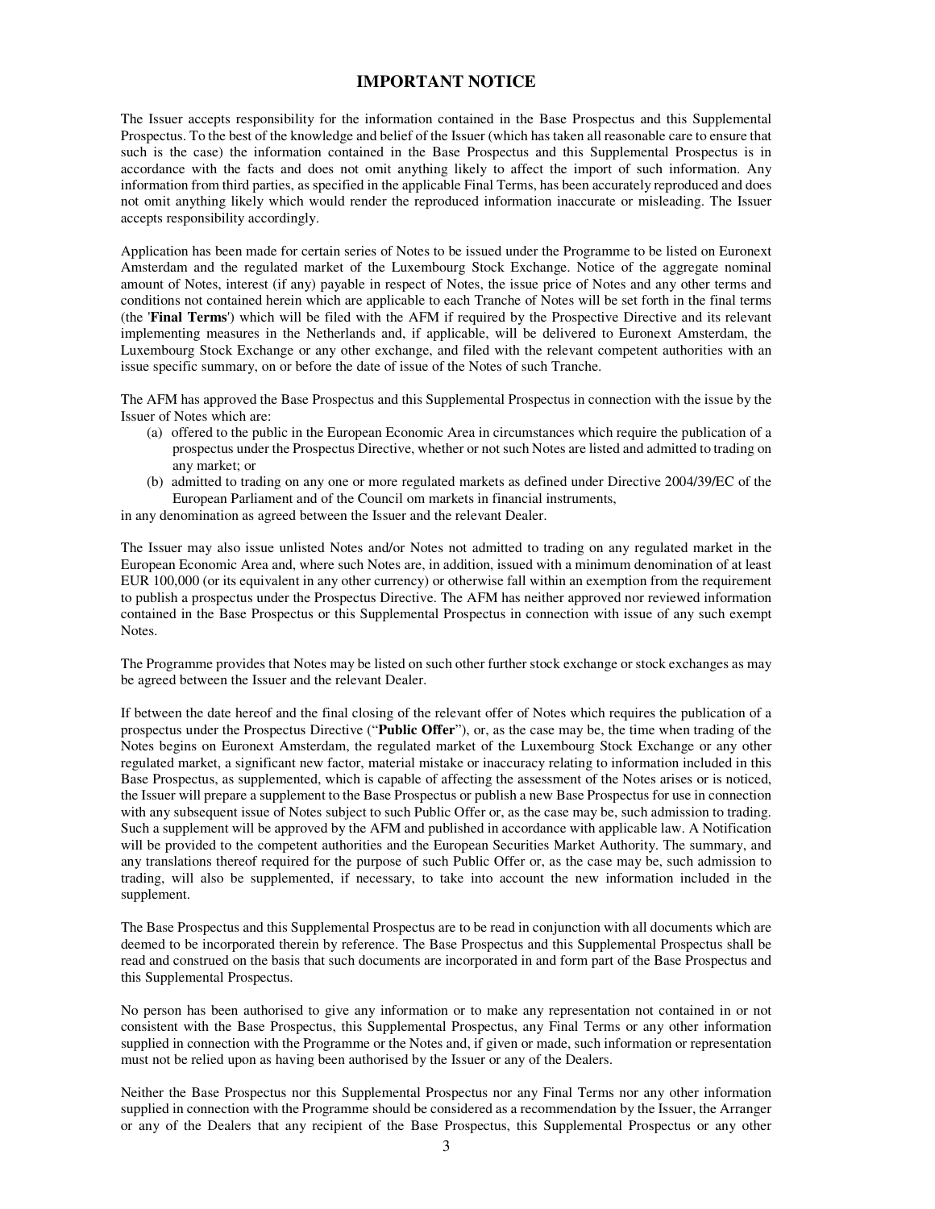# IMPORTANT NOTICE

The Issuer accepts responsibility for the information contained in the Base Prospectus and this Supplemental Prospectus. To the best of the knowledge and belief of the Issuer (which has taken all reasonable care to ensure that such is the case) the information contained in the Base Prospectus and this Supplemental Prospectus is in accordance with the facts and does not omit anything likely to affect the import of such information. Any information from third parties, as specified in the applicable Final Terms, has been accurately reproduced and does not omit anything likely which would render the reproduced information inaccurate or misleading. The Issuer accepts responsibility accordingly.

Application has been made for certain series of Notes to be issued under the Programme to be listed on Euronext Amsterdam and the regulated market of the Luxembourg Stock Exchange. Notice of the aggregate nominal amount of Notes, interest (if any) payable in respect of Notes, the issue price of Notes and any other terms and conditions not contained herein which are applicable to each Tranche of Notes will be set forth in the final terms (the '**Final Terms**') which will be filed with the AFM if required by the Prospective Directive and its relevant implementing measures in the Netherlands and, if applicable, will be delivered to Euronext Amsterdam, the Luxembourg Stock Exchange or any other exchange, and filed with the relevant competent authorities with an issue specific summary, on or before the date of issue of the Notes of such Tranche.

The AFM has approved the Base Prospectus and this Supplemental Prospectus in connection with the issue by the Issuer of Notes which are:

(a) offered to the public in the European Economic Area in circumstances which require the publication of a prospectus under the Prospectus Directive, whether or not such Notes are listed and admitted to trading on any market; or
(b) admitted to trading on any one or more regulated markets as defined under Directive 2004/39/EC of the European Parliament and of the Council om markets in financial instruments,

in any denomination as agreed between the Issuer and the relevant Dealer.

The Issuer may also issue unlisted Notes and/or Notes not admitted to trading on any regulated market in the European Economic Area and, where such Notes are, in addition, issued with a minimum denomination of at least EUR 100,000 (or its equivalent in any other currency) or otherwise fall within an exemption from the requirement to publish a prospectus under the Prospectus Directive. The AFM has neither approved nor reviewed information contained in the Base Prospectus or this Supplemental Prospectus in connection with issue of any such exempt Notes.

The Programme provides that Notes may be listed on such other further stock exchange or stock exchanges as may be agreed between the Issuer and the relevant Dealer.

If between the date hereof and the final closing of the relevant offer of Notes which requires the publication of a prospectus under the Prospectus Directive ("**Public Offer**"), or, as the case may be, the time when trading of the Notes begins on Euronext Amsterdam, the regulated market of the Luxembourg Stock Exchange or any other regulated market, a significant new factor, material mistake or inaccuracy relating to information included in this Base Prospectus, as supplemented, which is capable of affecting the assessment of the Notes arises or is noticed, the Issuer will prepare a supplement to the Base Prospectus or publish a new Base Prospectus for use in connection with any subsequent issue of Notes subject to such Public Offer or, as the case may be, such admission to trading. Such a supplement will be approved by the AFM and published in accordance with applicable law. A Notification will be provided to the competent authorities and the European Securities Market Authority. The summary, and any translations thereof required for the purpose of such Public Offer or, as the case may be, such admission to trading, will also be supplemented, if necessary, to take into account the new information included in the supplement.

The Base Prospectus and this Supplemental Prospectus are to be read in conjunction with all documents which are deemed to be incorporated therein by reference. The Base Prospectus and this Supplemental Prospectus shall be read and construed on the basis that such documents are incorporated in and form part of the Base Prospectus and this Supplemental Prospectus.

No person has been authorised to give any information or to make any representation not contained in or not consistent with the Base Prospectus, this Supplemental Prospectus, any Final Terms or any other information supplied in connection with the Programme or the Notes and, if given or made, such information or representation must not be relied upon as having been authorised by the Issuer or any of the Dealers.

Neither the Base Prospectus nor this Supplemental Prospectus nor any Final Terms nor any other information supplied in connection with the Programme should be considered as a recommendation by the Issuer, the Arranger or any of the Dealers that any recipient of the Base Prospectus, this Supplemental Prospectus or any other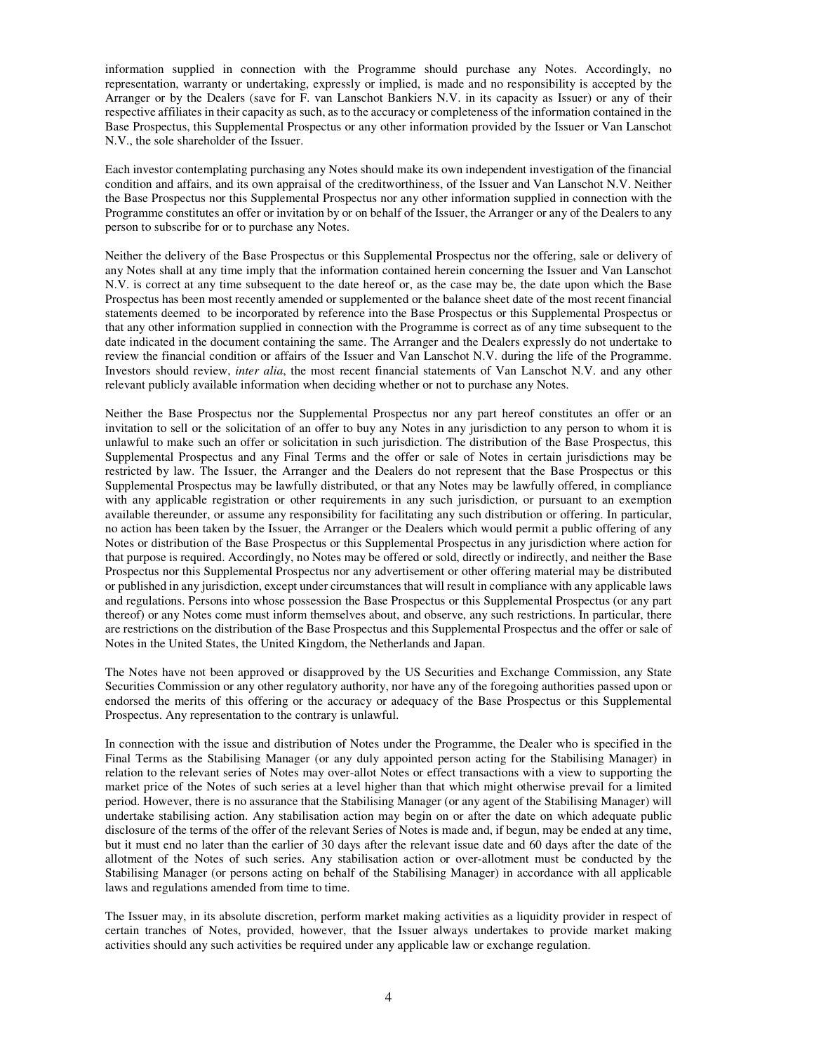information supplied in connection with the Programme should purchase any Notes. Accordingly, no representation, warranty or undertaking, expressly or implied, is made and no responsibility is accepted by the Arranger or by the Dealers (save for F. van Lanschot Bankiers N.V. in its capacity as Issuer) or any of their respective affiliates in their capacity as such, as to the accuracy or completeness of the information contained in the Base Prospectus, this Supplemental Prospectus or any other information provided by the Issuer or Van Lanschot N.V., the sole shareholder of the Issuer.

Each investor contemplating purchasing any Notes should make its own independent investigation of the financial condition and affairs, and its own appraisal of the creditworthiness, of the Issuer and Van Lanschot N.V. Neither the Base Prospectus nor this Supplemental Prospectus nor any other information supplied in connection with the Programme constitutes an offer or invitation by or on behalf of the Issuer, the Arranger or any of the Dealers to any person to subscribe for or to purchase any Notes.

Neither the delivery of the Base Prospectus or this Supplemental Prospectus nor the offering, sale or delivery of any Notes shall at any time imply that the information contained herein concerning the Issuer and Van Lanschot N.V. is correct at any time subsequent to the date hereof or, as the case may be, the date upon which the Base Prospectus has been most recently amended or supplemented or the balance sheet date of the most recent financial statements deemed to be incorporated by reference into the Base Prospectus or this Supplemental Prospectus or that any other information supplied in connection with the Programme is correct as of any time subsequent to the date indicated in the document containing the same. The Arranger and the Dealers expressly do not undertake to review the financial condition or affairs of the Issuer and Van Lanschot N.V. during the life of the Programme. Investors should review, *inter alia*, the most recent financial statements of Van Lanschot N.V. and any other relevant publicly available information when deciding whether or not to purchase any Notes.

Neither the Base Prospectus nor the Supplemental Prospectus nor any part hereof constitutes an offer or an invitation to sell or the solicitation of an offer to buy any Notes in any jurisdiction to any person to whom it is unlawful to make such an offer or solicitation in such jurisdiction. The distribution of the Base Prospectus, this Supplemental Prospectus and any Final Terms and the offer or sale of Notes in certain jurisdictions may be restricted by law. The Issuer, the Arranger and the Dealers do not represent that the Base Prospectus or this Supplemental Prospectus may be lawfully distributed, or that any Notes may be lawfully offered, in compliance with any applicable registration or other requirements in any such jurisdiction, or pursuant to an exemption available thereunder, or assume any responsibility for facilitating any such distribution or offering. In particular, no action has been taken by the Issuer, the Arranger or the Dealers which would permit a public offering of any Notes or distribution of the Base Prospectus or this Supplemental Prospectus in any jurisdiction where action for that purpose is required. Accordingly, no Notes may be offered or sold, directly or indirectly, and neither the Base Prospectus nor this Supplemental Prospectus nor any advertisement or other offering material may be distributed or published in any jurisdiction, except under circumstances that will result in compliance with any applicable laws and regulations. Persons into whose possession the Base Prospectus or this Supplemental Prospectus (or any part thereof) or any Notes come must inform themselves about, and observe, any such restrictions. In particular, there are restrictions on the distribution of the Base Prospectus and this Supplemental Prospectus and the offer or sale of Notes in the United States, the United Kingdom, the Netherlands and Japan.

The Notes have not been approved or disapproved by the US Securities and Exchange Commission, any State Securities Commission or any other regulatory authority, nor have any of the foregoing authorities passed upon or endorsed the merits of this offering or the accuracy or adequacy of the Base Prospectus or this Supplemental Prospectus. Any representation to the contrary is unlawful.

In connection with the issue and distribution of Notes under the Programme, the Dealer who is specified in the Final Terms as the Stabilising Manager (or any duly appointed person acting for the Stabilising Manager) in relation to the relevant series of Notes may over-allot Notes or effect transactions with a view to supporting the market price of the Notes of such series at a level higher than that which might otherwise prevail for a limited period. However, there is no assurance that the Stabilising Manager (or any agent of the Stabilising Manager) will undertake stabilising action. Any stabilisation action may begin on or after the date on which adequate public disclosure of the terms of the offer of the relevant Series of Notes is made and, if begun, may be ended at any time, but it must end no later than the earlier of 30 days after the relevant issue date and 60 days after the date of the allotment of the Notes of such series. Any stabilisation action or over-allotment must be conducted by the Stabilising Manager (or persons acting on behalf of the Stabilising Manager) in accordance with all applicable laws and regulations amended from time to time.

The Issuer may, in its absolute discretion, perform market making activities as a liquidity provider in respect of certain tranches of Notes, provided, however, that the Issuer always undertakes to provide market making activities should any such activities be required under any applicable law or exchange regulation.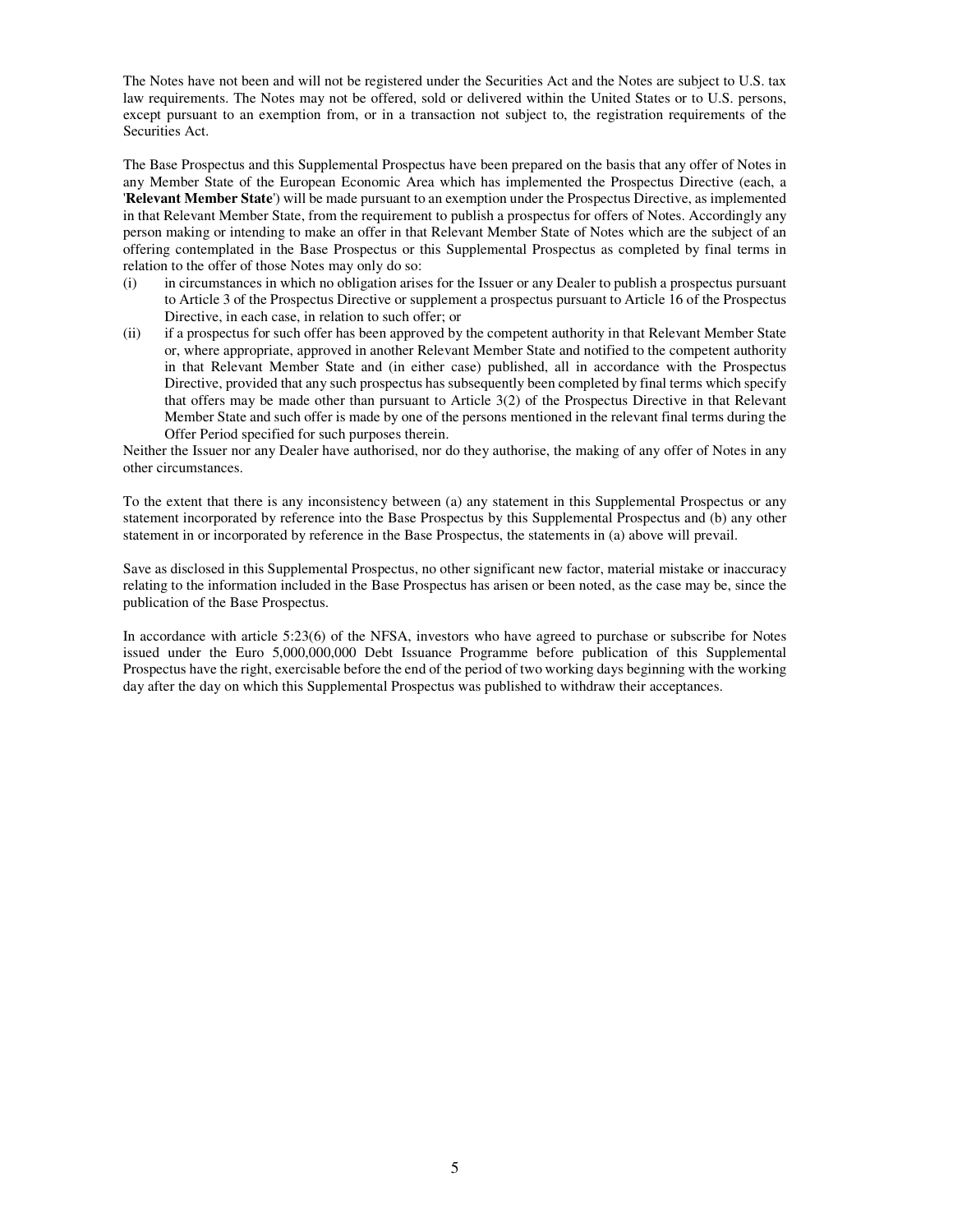The Notes have not been and will not be registered under the Securities Act and the Notes are subject to U.S. tax law requirements. The Notes may not be offered, sold or delivered within the United States or to U.S. persons, except pursuant to an exemption from, or in a transaction not subject to, the registration requirements of the Securities Act.

The Base Prospectus and this Supplemental Prospectus have been prepared on the basis that any offer of Notes in any Member State of the European Economic Area which has implemented the Prospectus Directive (each, a '**Relevant Member State**') will be made pursuant to an exemption under the Prospectus Directive, as implemented in that Relevant Member State, from the requirement to publish a prospectus for offers of Notes. Accordingly any person making or intending to make an offer in that Relevant Member State of Notes which are the subject of an offering contemplated in the Base Prospectus or this Supplemental Prospectus as completed by final terms in relation to the offer of those Notes may only do so:

(i) in circumstances in which no obligation arises for the Issuer or any Dealer to publish a prospectus pursuant to Article 3 of the Prospectus Directive or supplement a prospectus pursuant to Article 16 of the Prospectus Directive, in each case, in relation to such offer; or

(ii) if a prospectus for such offer has been approved by the competent authority in that Relevant Member State or, where appropriate, approved in another Relevant Member State and notified to the competent authority in that Relevant Member State and (in either case) published, all in accordance with the Prospectus Directive, provided that any such prospectus has subsequently been completed by final terms which specify that offers may be made other than pursuant to Article 3(2) of the Prospectus Directive in that Relevant Member State and such offer is made by one of the persons mentioned in the relevant final terms during the Offer Period specified for such purposes therein.

Neither the Issuer nor any Dealer have authorised, nor do they authorise, the making of any offer of Notes in any other circumstances.

To the extent that there is any inconsistency between (a) any statement in this Supplemental Prospectus or any statement incorporated by reference into the Base Prospectus by this Supplemental Prospectus and (b) any other statement in or incorporated by reference in the Base Prospectus, the statements in (a) above will prevail.

Save as disclosed in this Supplemental Prospectus, no other significant new factor, material mistake or inaccuracy relating to the information included in the Base Prospectus has arisen or been noted, as the case may be, since the publication of the Base Prospectus.

In accordance with article 5:23(6) of the NFSA, investors who have agreed to purchase or subscribe for Notes issued under the Euro 5,000,000,000 Debt Issuance Programme before publication of this Supplemental Prospectus have the right, exercisable before the end of the period of two working days beginning with the working day after the day on which this Supplemental Prospectus was published to withdraw their acceptances.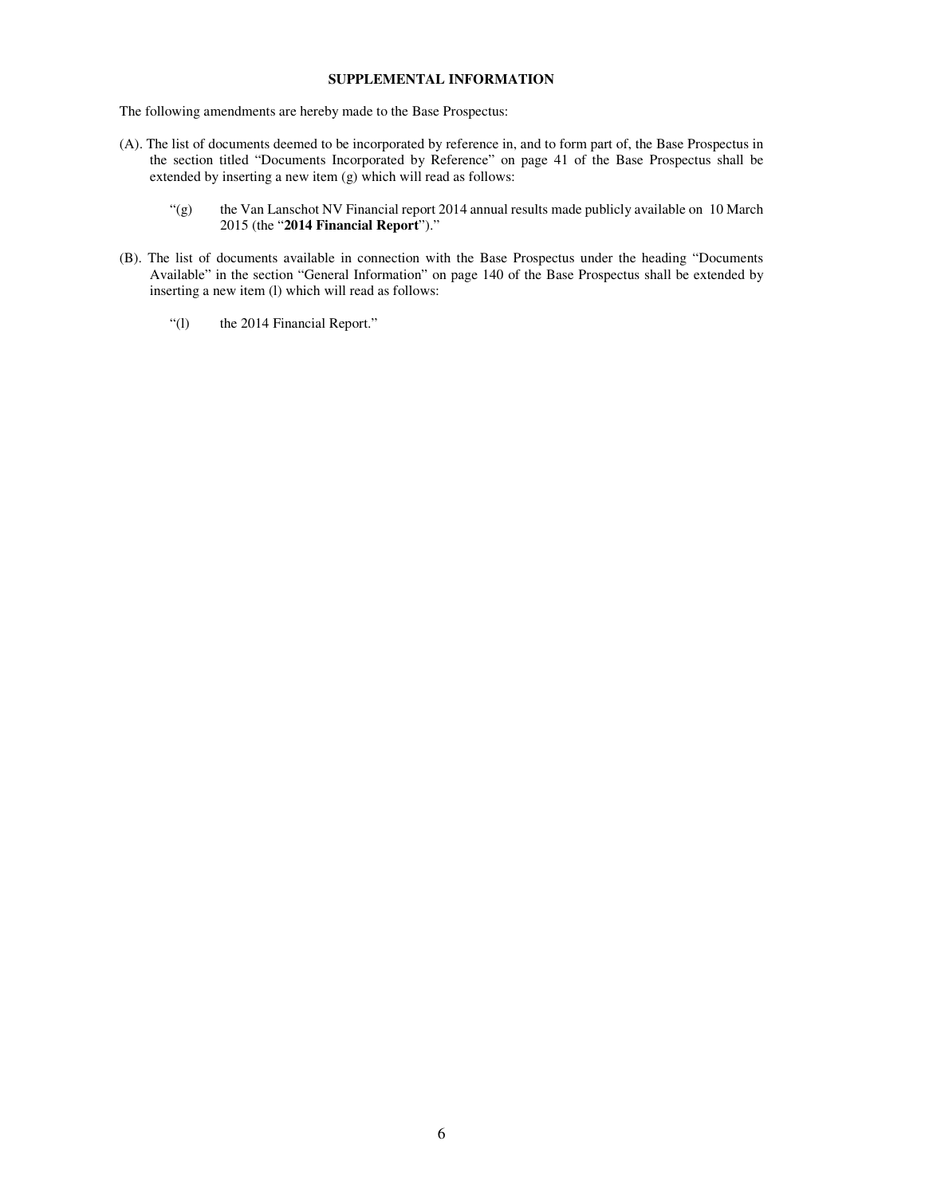## SUPPLEMENTAL INFORMATION

The following amendments are hereby made to the Base Prospectus:

(A). The list of documents deemed to be incorporated by reference in, and to form part of, the Base Prospectus in the section titled "Documents Incorporated by Reference" on page 41 of the Base Prospectus shall be extended by inserting a new item (g) which will read as follows:

> "(g) the Van Lanschot NV Financial report 2014 annual results made publicly available on 10 March 2015 (the "**2014 Financial Report**")."

(B). The list of documents available in connection with the Base Prospectus under the heading "Documents Available" in the section "General Information" on page 140 of the Base Prospectus shall be extended by inserting a new item (l) which will read as follows:

> "(l) the 2014 Financial Report."